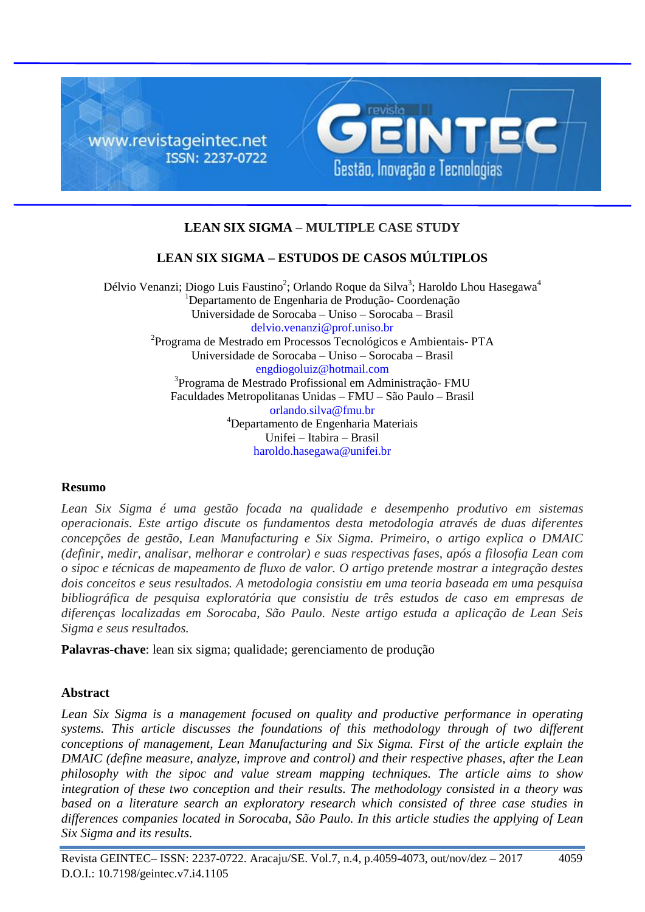# LEAN SIX SIGMA – MULTIPLE CASE STUDY

# LEAN SIX SIGMA – ESTUDOS DE CASOS MÚLTIPLOS

Délvio Venanzi; Diogo Luis Faustino[2]; Orlando Roque da Silva[3]; Haroldo Lhou Hasegawa[4]
[1]Departamento de Engenharia de Produção- Coordenação
Universidade de Sorocaba – Uniso – Sorocaba – Brasil
delvio.venanzi@prof.uniso.br
[2]Programa de Mestrado em Processos Tecnológicos e Ambientais- PTA
Universidade de Sorocaba – Uniso – Sorocaba – Brasil
engdiogoluiz@hotmail.com
[3]Programa de Mestrado Profissional em Administração- FMU
Faculdades Metropolitanas Unidas – FMU – São Paulo – Brasil
orlando.silva@fmu.br
[4]Departamento de Engenharia Materiais
Unifei – Itabira – Brasil
haroldo.hasegawa@unifei.br

## Resumo

*Lean Six Sigma é uma gestão focada na qualidade e desempenho produtivo em sistemas operacionais. Este artigo discute os fundamentos desta metodologia através de duas diferentes concepções de gestão, Lean Manufacturing e Six Sigma. Primeiro, o artigo explica o DMAIC (definir, medir, analisar, melhorar e controlar) e suas respectivas fases, após a filosofia Lean com o sipoc e técnicas de mapeamento de fluxo de valor. O artigo pretende mostrar a integração destes dois conceitos e seus resultados. A metodologia consistiu em uma teoria baseada em uma pesquisa bibliográfica de pesquisa exploratória que consistiu de três estudos de caso em empresas de diferenças localizadas em Sorocaba, São Paulo. Neste artigo estuda a aplicação de Lean Seis Sigma e seus resultados.*

**Palavras-chave**: lean six sigma; qualidade; gerenciamento de produção

## Abstract

*Lean Six Sigma is a management focused on quality and productive performance in operating systems. This article discusses the foundations of this methodology through of two different conceptions of management, Lean Manufacturing and Six Sigma. First of the article explain the DMAIC (define measure, analyze, improve and control) and their respective phases, after the Lean philosophy with the sipoc and value stream mapping techniques. The article aims to show integration of these two conception and their results. The methodology consisted in a theory was based on a literature search an exploratory research which consisted of three case studies in differences companies located in Sorocaba, São Paulo. In this article studies the applying of Lean Six Sigma and its results.*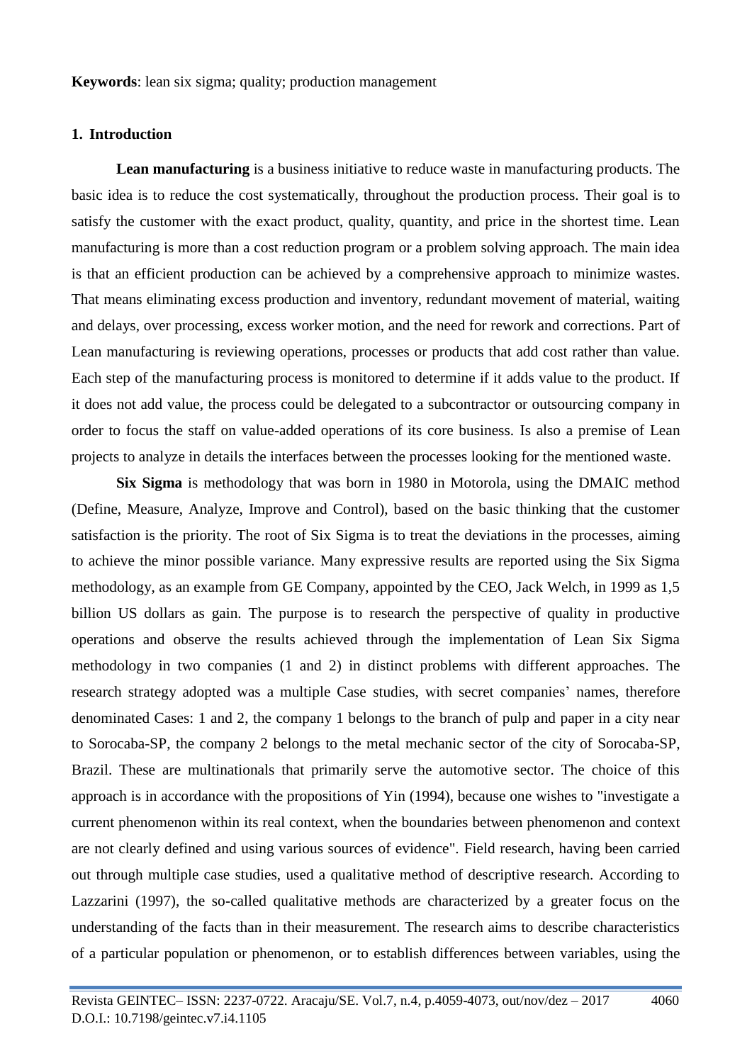**Keywords**: lean six sigma; quality; production management

## 1. Introduction

**Lean manufacturing** is a business initiative to reduce waste in manufacturing products. The basic idea is to reduce the cost systematically, throughout the production process. Their goal is to satisfy the customer with the exact product, quality, quantity, and price in the shortest time. Lean manufacturing is more than a cost reduction program or a problem solving approach. The main idea is that an efficient production can be achieved by a comprehensive approach to minimize wastes. That means eliminating excess production and inventory, redundant movement of material, waiting and delays, over processing, excess worker motion, and the need for rework and corrections. Part of Lean manufacturing is reviewing operations, processes or products that add cost rather than value. Each step of the manufacturing process is monitored to determine if it adds value to the product. If it does not add value, the process could be delegated to a subcontractor or outsourcing company in order to focus the staff on value-added operations of its core business. Is also a premise of Lean projects to analyze in details the interfaces between the processes looking for the mentioned waste.

**Six Sigma** is methodology that was born in 1980 in Motorola, using the DMAIC method (Define, Measure, Analyze, Improve and Control), based on the basic thinking that the customer satisfaction is the priority. The root of Six Sigma is to treat the deviations in the processes, aiming to achieve the minor possible variance. Many expressive results are reported using the Six Sigma methodology, as an example from GE Company, appointed by the CEO, Jack Welch, in 1999 as 1,5 billion US dollars as gain. The purpose is to research the perspective of quality in productive operations and observe the results achieved through the implementation of Lean Six Sigma methodology in two companies (1 and 2) in distinct problems with different approaches. The research strategy adopted was a multiple Case studies, with secret companies' names, therefore denominated Cases: 1 and 2, the company 1 belongs to the branch of pulp and paper in a city near to Sorocaba-SP, the company 2 belongs to the metal mechanic sector of the city of Sorocaba-SP, Brazil. These are multinationals that primarily serve the automotive sector. The choice of this approach is in accordance with the propositions of Yin (1994), because one wishes to "investigate a current phenomenon within its real context, when the boundaries between phenomenon and context are not clearly defined and using various sources of evidence". Field research, having been carried out through multiple case studies, used a qualitative method of descriptive research. According to Lazzarini (1997), the so-called qualitative methods are characterized by a greater focus on the understanding of the facts than in their measurement. The research aims to describe characteristics of a particular population or phenomenon, or to establish differences between variables, using the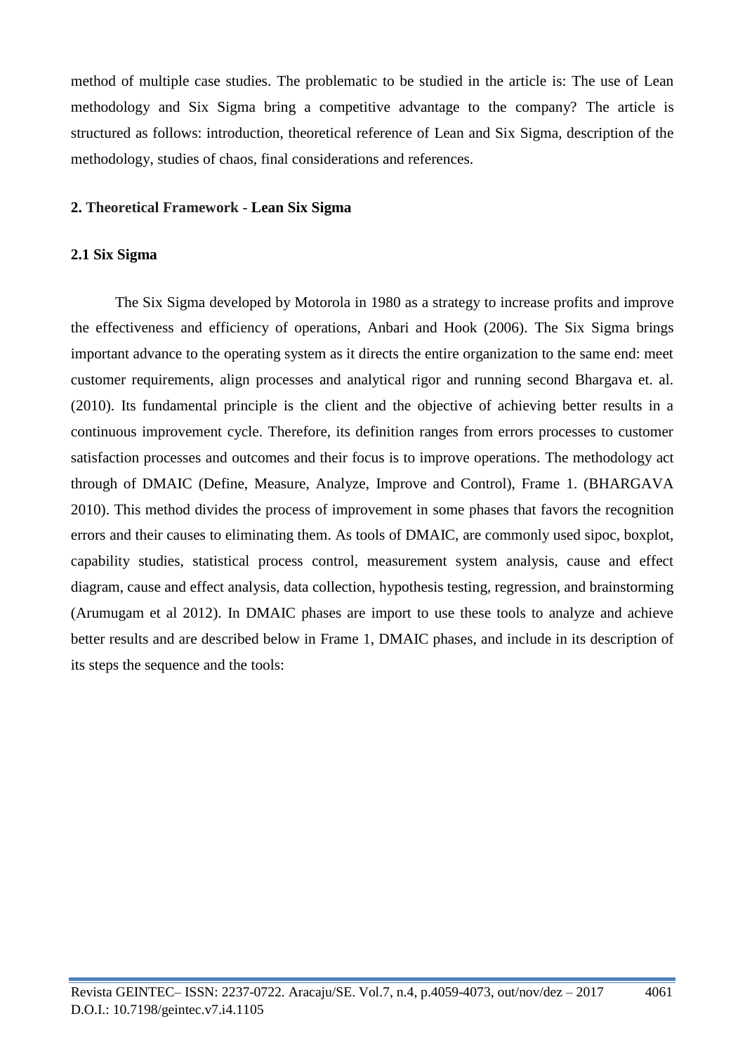method of multiple case studies. The problematic to be studied in the article is: The use of Lean methodology and Six Sigma bring a competitive advantage to the company? The article is structured as follows: introduction, theoretical reference of Lean and Six Sigma, description of the methodology, studies of chaos, final considerations and references.

## 2. Theoretical Framework - Lean Six Sigma

### 2.1 Six Sigma

The Six Sigma developed by Motorola in 1980 as a strategy to increase profits and improve the effectiveness and efficiency of operations, Anbari and Hook (2006). The Six Sigma brings important advance to the operating system as it directs the entire organization to the same end: meet customer requirements, align processes and analytical rigor and running second Bhargava et. al. (2010). Its fundamental principle is the client and the objective of achieving better results in a continuous improvement cycle. Therefore, its definition ranges from errors processes to customer satisfaction processes and outcomes and their focus is to improve operations. The methodology act through of DMAIC (Define, Measure, Analyze, Improve and Control), Frame 1. (BHARGAVA 2010). This method divides the process of improvement in some phases that favors the recognition errors and their causes to eliminating them. As tools of DMAIC, are commonly used sipoc, boxplot, capability studies, statistical process control, measurement system analysis, cause and effect diagram, cause and effect analysis, data collection, hypothesis testing, regression, and brainstorming (Arumugam et al 2012). In DMAIC phases are import to use these tools to analyze and achieve better results and are described below in Frame 1, DMAIC phases, and include in its description of its steps the sequence and the tools: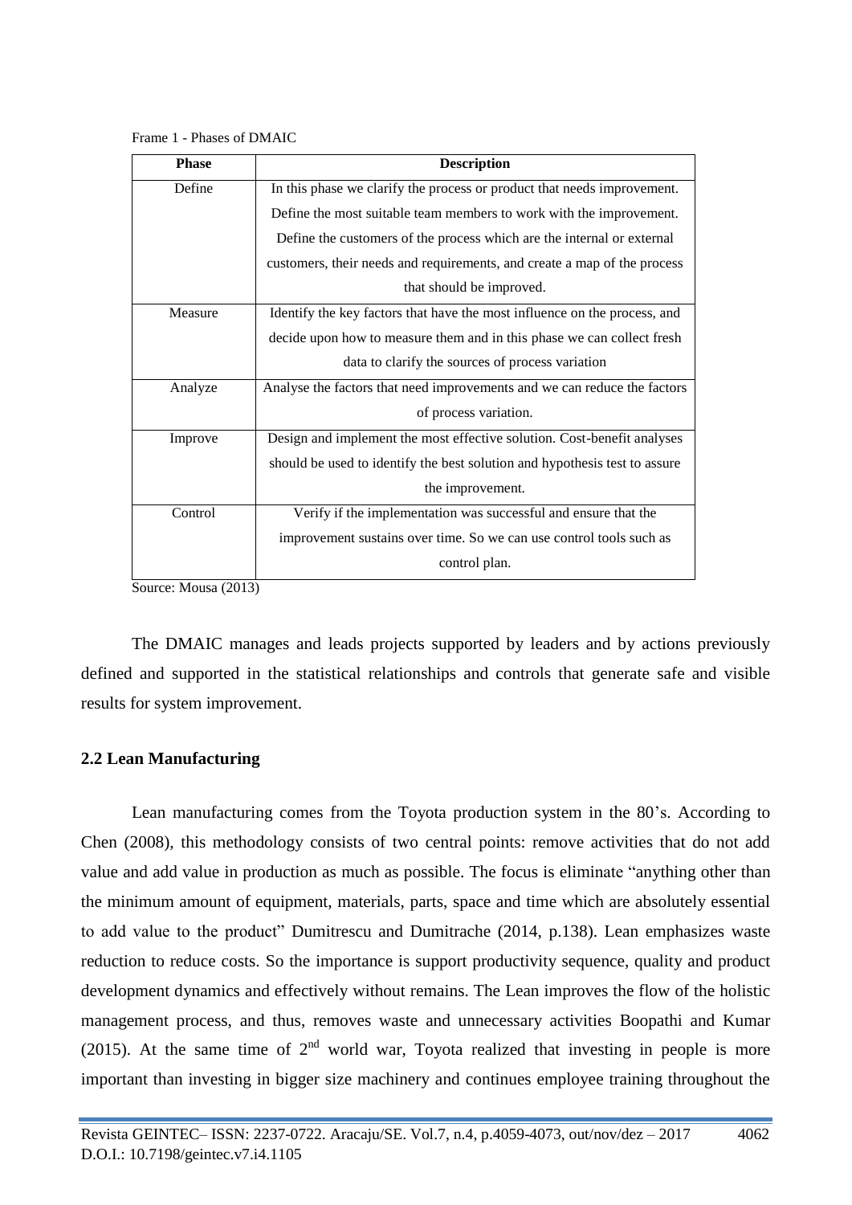Frame 1 - Phases of DMAIC

| Phase | Description |
|---|---|
| Define | In this phase we clarify the process or product that needs improvement. Define the most suitable team members to work with the improvement. Define the customers of the process which are the internal or external customers, their needs and requirements, and create a map of the process that should be improved. |
| Measure | Identify the key factors that have the most influence on the process, and decide upon how to measure them and in this phase we can collect fresh data to clarify the sources of process variation |
| Analyze | Analyse the factors that need improvements and we can reduce the factors of process variation. |
| Improve | Design and implement the most effective solution. Cost-benefit analyses should be used to identify the best solution and hypothesis test to assure the improvement. |
| Control | Verify if the implementation was successful and ensure that the improvement sustains over time. So we can use control tools such as control plan. |

Source: Mousa (2013)

The DMAIC manages and leads projects supported by leaders and by actions previously defined and supported in the statistical relationships and controls that generate safe and visible results for system improvement.

### 2.2 Lean Manufacturing

Lean manufacturing comes from the Toyota production system in the 80's. According to Chen (2008), this methodology consists of two central points: remove activities that do not add value and add value in production as much as possible. The focus is eliminate "anything other than the minimum amount of equipment, materials, parts, space and time which are absolutely essential to add value to the product" Dumitrescu and Dumitrache (2014, p.138). Lean emphasizes waste reduction to reduce costs. So the importance is support productivity sequence, quality and product development dynamics and effectively without remains. The Lean improves the flow of the holistic management process, and thus, removes waste and unnecessary activities Boopathi and Kumar (2015). At the same time of 2nd world war, Toyota realized that investing in people is more important than investing in bigger size machinery and continues employee training throughout the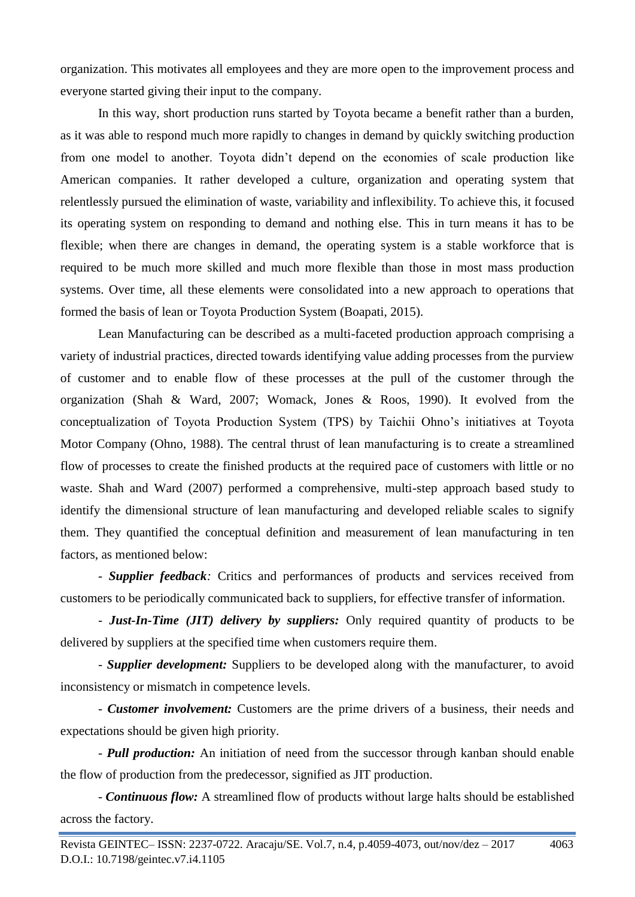organization. This motivates all employees and they are more open to the improvement process and everyone started giving their input to the company.

In this way, short production runs started by Toyota became a benefit rather than a burden, as it was able to respond much more rapidly to changes in demand by quickly switching production from one model to another. Toyota didn't depend on the economies of scale production like American companies. It rather developed a culture, organization and operating system that relentlessly pursued the elimination of waste, variability and inflexibility. To achieve this, it focused its operating system on responding to demand and nothing else. This in turn means it has to be flexible; when there are changes in demand, the operating system is a stable workforce that is required to be much more skilled and much more flexible than those in most mass production systems. Over time, all these elements were consolidated into a new approach to operations that formed the basis of lean or Toyota Production System (Boapati, 2015).

Lean Manufacturing can be described as a multi-faceted production approach comprising a variety of industrial practices, directed towards identifying value adding processes from the purview of customer and to enable flow of these processes at the pull of the customer through the organization (Shah & Ward, 2007; Womack, Jones & Roos, 1990). It evolved from the conceptualization of Toyota Production System (TPS) by Taichii Ohno's initiatives at Toyota Motor Company (Ohno, 1988). The central thrust of lean manufacturing is to create a streamlined flow of processes to create the finished products at the required pace of customers with little or no waste. Shah and Ward (2007) performed a comprehensive, multi-step approach based study to identify the dimensional structure of lean manufacturing and developed reliable scales to signify them. They quantified the conceptual definition and measurement of lean manufacturing in ten factors, as mentioned below:

- ***Supplier feedback**:* Critics and performances of products and services received from customers to be periodically communicated back to suppliers, for effective transfer of information.

- ***Just-In-Time (JIT) delivery by suppliers:*** Only required quantity of products to be delivered by suppliers at the specified time when customers require them.

- ***Supplier development:*** Suppliers to be developed along with the manufacturer, to avoid inconsistency or mismatch in competence levels.

- ***Customer involvement:*** Customers are the prime drivers of a business, their needs and expectations should be given high priority.

- ***Pull production:*** An initiation of need from the successor through kanban should enable the flow of production from the predecessor, signified as JIT production.

- ***Continuous flow:*** A streamlined flow of products without large halts should be established across the factory.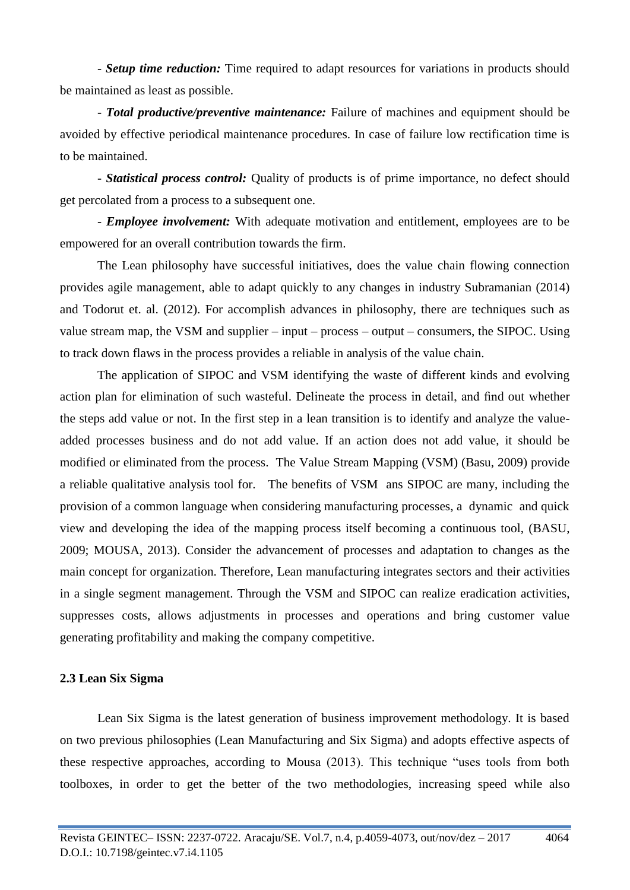- ***Setup time reduction:*** Time required to adapt resources for variations in products should be maintained as least as possible.

- ***Total productive/preventive maintenance:*** Failure of machines and equipment should be avoided by effective periodical maintenance procedures. In case of failure low rectification time is to be maintained.

- ***Statistical process control:*** Quality of products is of prime importance, no defect should get percolated from a process to a subsequent one.

- ***Employee involvement:*** With adequate motivation and entitlement, employees are to be empowered for an overall contribution towards the firm.

The Lean philosophy have successful initiatives, does the value chain flowing connection provides agile management, able to adapt quickly to any changes in industry Subramanian (2014) and Todorut et. al. (2012). For accomplish advances in philosophy, there are techniques such as value stream map, the VSM and supplier – input – process – output – consumers, the SIPOC. Using to track down flaws in the process provides a reliable in analysis of the value chain.

The application of SIPOC and VSM identifying the waste of different kinds and evolving action plan for elimination of such wasteful. Delineate the process in detail, and find out whether the steps add value or not. In the first step in a lean transition is to identify and analyze the value-added processes business and do not add value. If an action does not add value, it should be modified or eliminated from the process. The Value Stream Mapping (VSM) (Basu, 2009) provide a reliable qualitative analysis tool for. The benefits of VSM ans SIPOC are many, including the provision of a common language when considering manufacturing processes, a dynamic and quick view and developing the idea of the mapping process itself becoming a continuous tool, (BASU, 2009; MOUSA, 2013). Consider the advancement of processes and adaptation to changes as the main concept for organization. Therefore, Lean manufacturing integrates sectors and their activities in a single segment management. Through the VSM and SIPOC can realize eradication activities, suppresses costs, allows adjustments in processes and operations and bring customer value generating profitability and making the company competitive.

### 2.3 Lean Six Sigma

Lean Six Sigma is the latest generation of business improvement methodology. It is based on two previous philosophies (Lean Manufacturing and Six Sigma) and adopts effective aspects of these respective approaches, according to Mousa (2013). This technique "uses tools from both toolboxes, in order to get the better of the two methodologies, increasing speed while also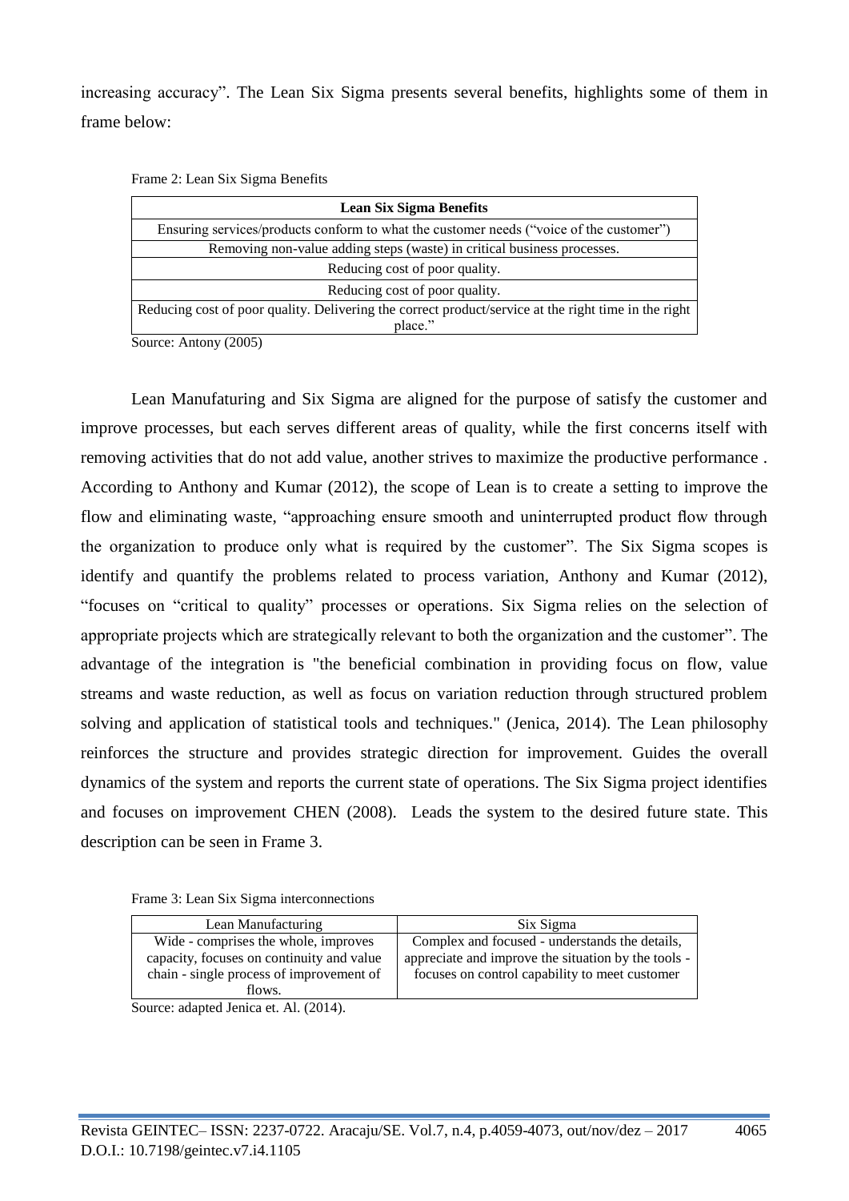increasing accuracy". The Lean Six Sigma presents several benefits, highlights some of them in frame below:

Frame 2: Lean Six Sigma Benefits

| **Lean Six Sigma Benefits** |
|---|
| Ensuring services/products conform to what the customer needs ("voice of the customer") |
| Removing non-value adding steps (waste) in critical business processes. |
| Reducing cost of poor quality. |
| Reducing cost of poor quality. |
| Reducing cost of poor quality. Delivering the correct product/service at the right time in the right place." |

Source: Antony (2005)

Lean Manufaturing and Six Sigma are aligned for the purpose of satisfy the customer and improve processes, but each serves different areas of quality, while the first concerns itself with removing activities that do not add value, another strives to maximize the productive performance . According to Anthony and Kumar (2012), the scope of Lean is to create a setting to improve the flow and eliminating waste, "approaching ensure smooth and uninterrupted product flow through the organization to produce only what is required by the customer". The Six Sigma scopes is identify and quantify the problems related to process variation, Anthony and Kumar (2012), "focuses on "critical to quality" processes or operations. Six Sigma relies on the selection of appropriate projects which are strategically relevant to both the organization and the customer". The advantage of the integration is "the beneficial combination in providing focus on flow, value streams and waste reduction, as well as focus on variation reduction through structured problem solving and application of statistical tools and techniques." (Jenica, 2014). The Lean philosophy reinforces the structure and provides strategic direction for improvement. Guides the overall dynamics of the system and reports the current state of operations. The Six Sigma project identifies and focuses on improvement CHEN (2008). Leads the system to the desired future state. This description can be seen in Frame 3.

Frame 3: Lean Six Sigma interconnections

| Lean Manufacturing | Six Sigma |
|---|---|
| Wide - comprises the whole, improves capacity, focuses on continuity and value chain - single process of improvement of flows. | Complex and focused - understands the details, appreciate and improve the situation by the tools - focuses on control capability to meet customer |

Source: adapted Jenica et. Al. (2014).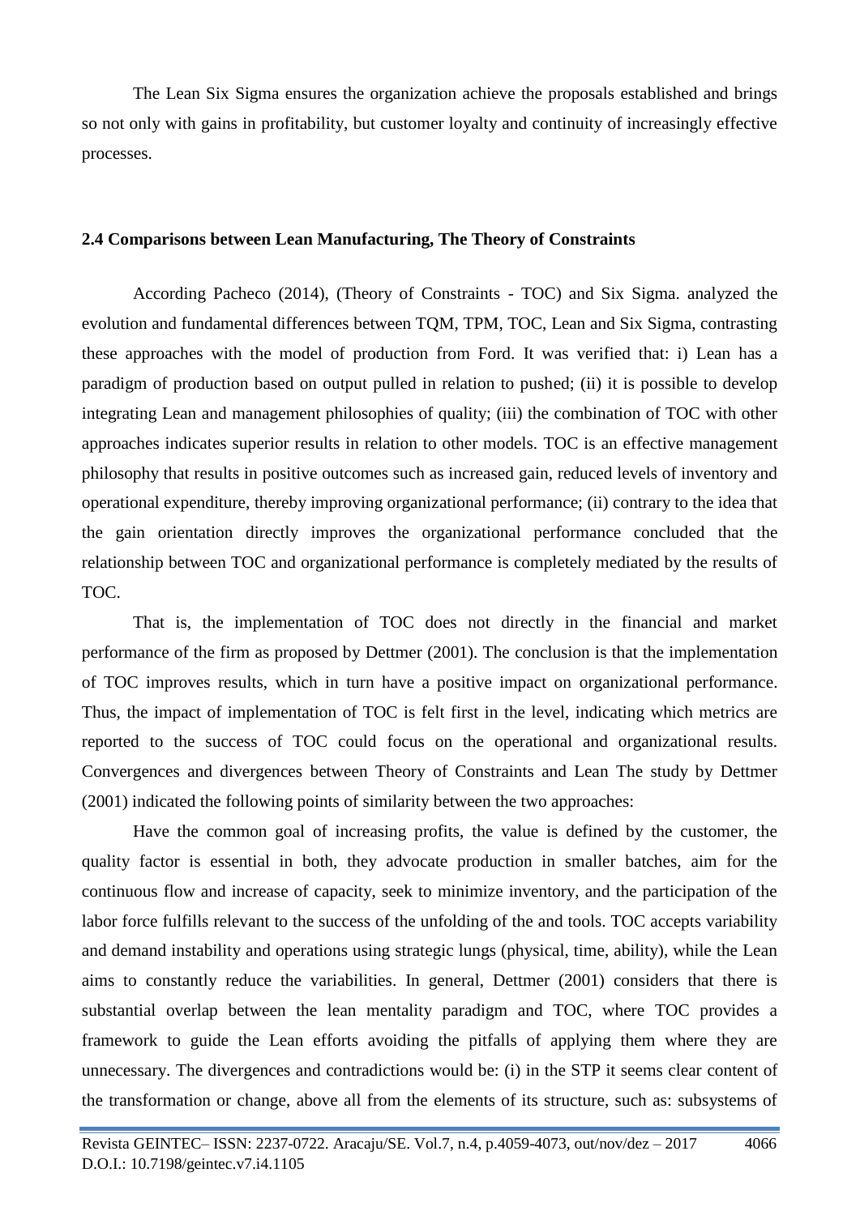The Lean Six Sigma ensures the organization achieve the proposals established and brings so not only with gains in profitability, but customer loyalty and continuity of increasingly effective processes.

## 2.4 Comparisons between Lean Manufacturing, The Theory of Constraints

According Pacheco (2014), (Theory of Constraints - TOC) and Six Sigma. analyzed the evolution and fundamental differences between TQM, TPM, TOC, Lean and Six Sigma, contrasting these approaches with the model of production from Ford. It was verified that: i) Lean has a paradigm of production based on output pulled in relation to pushed; (ii) it is possible to develop integrating Lean and management philosophies of quality; (iii) the combination of TOC with other approaches indicates superior results in relation to other models. TOC is an effective management philosophy that results in positive outcomes such as increased gain, reduced levels of inventory and operational expenditure, thereby improving organizational performance; (ii) contrary to the idea that the gain orientation directly improves the organizational performance concluded that the relationship between TOC and organizational performance is completely mediated by the results of TOC.

That is, the implementation of TOC does not directly in the financial and market performance of the firm as proposed by Dettmer (2001). The conclusion is that the implementation of TOC improves results, which in turn have a positive impact on organizational performance. Thus, the impact of implementation of TOC is felt first in the level, indicating which metrics are reported to the success of TOC could focus on the operational and organizational results. Convergences and divergences between Theory of Constraints and Lean The study by Dettmer (2001) indicated the following points of similarity between the two approaches:

Have the common goal of increasing profits, the value is defined by the customer, the quality factor is essential in both, they advocate production in smaller batches, aim for the continuous flow and increase of capacity, seek to minimize inventory, and the participation of the labor force fulfills relevant to the success of the unfolding of the and tools. TOC accepts variability and demand instability and operations using strategic lungs (physical, time, ability), while the Lean aims to constantly reduce the variabilities. In general, Dettmer (2001) considers that there is substantial overlap between the lean mentality paradigm and TOC, where TOC provides a framework to guide the Lean efforts avoiding the pitfalls of applying them where they are unnecessary. The divergences and contradictions would be: (i) in the STP it seems clear content of the transformation or change, above all from the elements of its structure, such as: subsystems of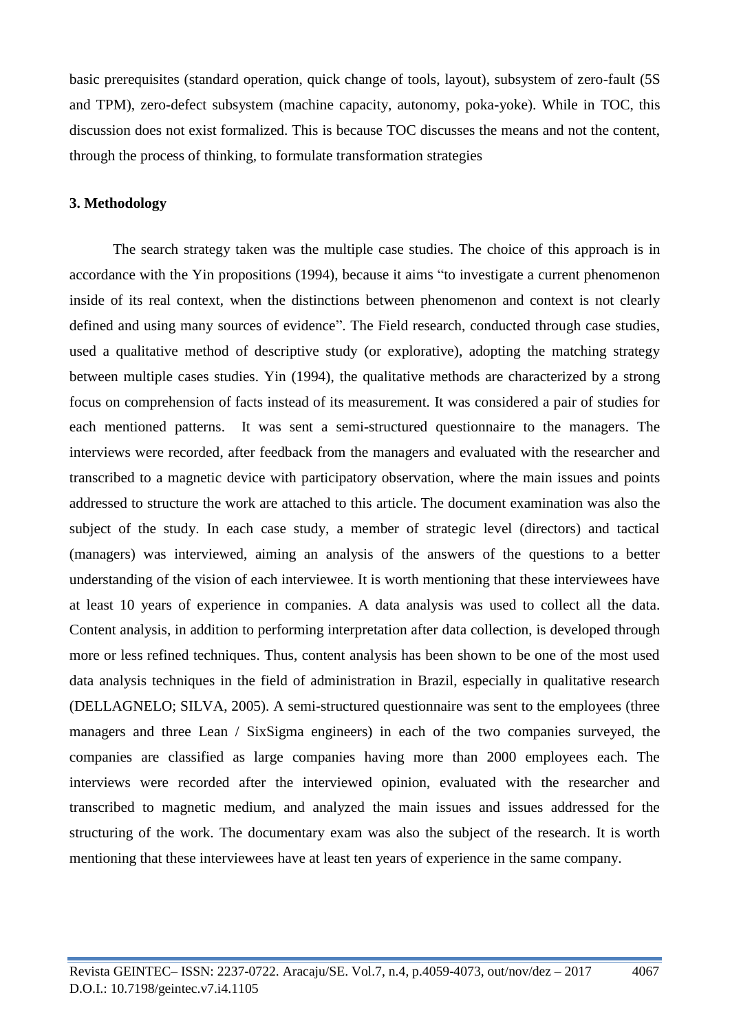basic prerequisites (standard operation, quick change of tools, layout), subsystem of zero-fault (5S and TPM), zero-defect subsystem (machine capacity, autonomy, poka-yoke). While in TOC, this discussion does not exist formalized. This is because TOC discusses the means and not the content, through the process of thinking, to formulate transformation strategies

## 3. Methodology

The search strategy taken was the multiple case studies. The choice of this approach is in accordance with the Yin propositions (1994), because it aims "to investigate a current phenomenon inside of its real context, when the distinctions between phenomenon and context is not clearly defined and using many sources of evidence". The Field research, conducted through case studies, used a qualitative method of descriptive study (or explorative), adopting the matching strategy between multiple cases studies. Yin (1994), the qualitative methods are characterized by a strong focus on comprehension of facts instead of its measurement. It was considered a pair of studies for each mentioned patterns. It was sent a semi-structured questionnaire to the managers. The interviews were recorded, after feedback from the managers and evaluated with the researcher and transcribed to a magnetic device with participatory observation, where the main issues and points addressed to structure the work are attached to this article. The document examination was also the subject of the study. In each case study, a member of strategic level (directors) and tactical (managers) was interviewed, aiming an analysis of the answers of the questions to a better understanding of the vision of each interviewee. It is worth mentioning that these interviewees have at least 10 years of experience in companies. A data analysis was used to collect all the data. Content analysis, in addition to performing interpretation after data collection, is developed through more or less refined techniques. Thus, content analysis has been shown to be one of the most used data analysis techniques in the field of administration in Brazil, especially in qualitative research (DELLAGNELO; SILVA, 2005). A semi-structured questionnaire was sent to the employees (three managers and three Lean / SixSigma engineers) in each of the two companies surveyed, the companies are classified as large companies having more than 2000 employees each. The interviews were recorded after the interviewed opinion, evaluated with the researcher and transcribed to magnetic medium, and analyzed the main issues and issues addressed for the structuring of the work. The documentary exam was also the subject of the research. It is worth mentioning that these interviewees have at least ten years of experience in the same company.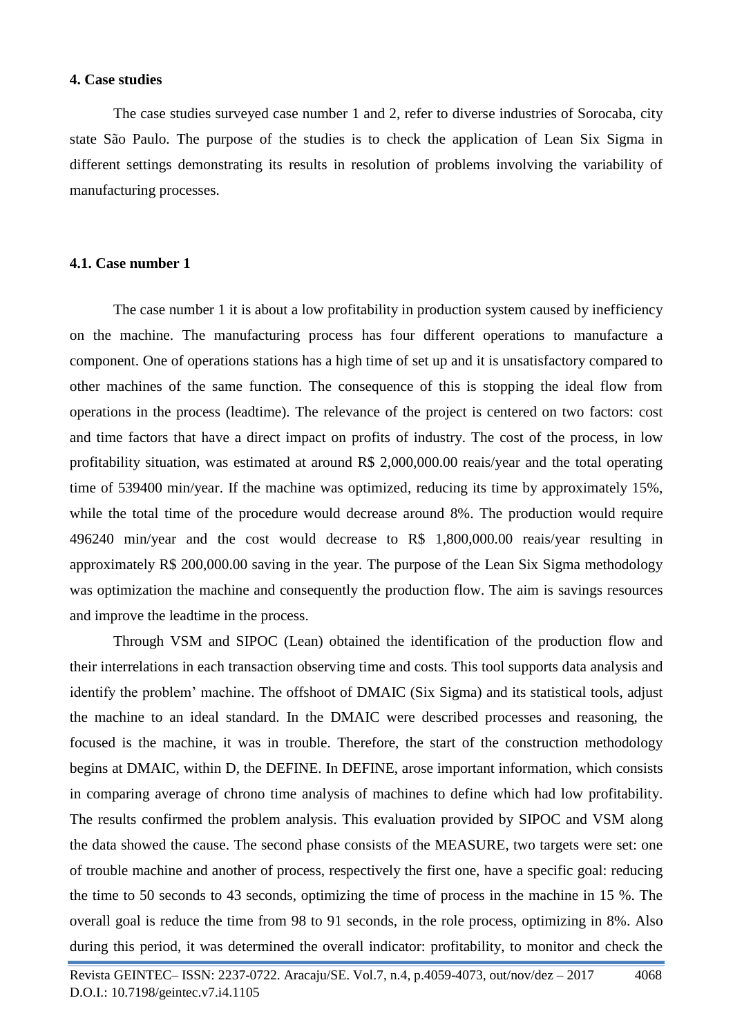#### 4. Case studies

The case studies surveyed case number 1 and 2, refer to diverse industries of Sorocaba, city state São Paulo. The purpose of the studies is to check the application of Lean Six Sigma in different settings demonstrating its results in resolution of problems involving the variability of manufacturing processes.

#### 4.1. Case number 1

The case number 1 it is about a low profitability in production system caused by inefficiency on the machine. The manufacturing process has four different operations to manufacture a component. One of operations stations has a high time of set up and it is unsatisfactory compared to other machines of the same function. The consequence of this is stopping the ideal flow from operations in the process (leadtime). The relevance of the project is centered on two factors: cost and time factors that have a direct impact on profits of industry. The cost of the process, in low profitability situation, was estimated at around R$ 2,000,000.00 reais/year and the total operating time of 539400 min/year. If the machine was optimized, reducing its time by approximately 15%, while the total time of the procedure would decrease around 8%. The production would require 496240 min/year and the cost would decrease to R$ 1,800,000.00 reais/year resulting in approximately R$ 200,000.00 saving in the year. The purpose of the Lean Six Sigma methodology was optimization the machine and consequently the production flow. The aim is savings resources and improve the leadtime in the process.

Through VSM and SIPOC (Lean) obtained the identification of the production flow and their interrelations in each transaction observing time and costs. This tool supports data analysis and identify the problem' machine. The offshoot of DMAIC (Six Sigma) and its statistical tools, adjust the machine to an ideal standard. In the DMAIC were described processes and reasoning, the focused is the machine, it was in trouble. Therefore, the start of the construction methodology begins at DMAIC, within D, the DEFINE. In DEFINE, arose important information, which consists in comparing average of chrono time analysis of machines to define which had low profitability. The results confirmed the problem analysis. This evaluation provided by SIPOC and VSM along the data showed the cause. The second phase consists of the MEASURE, two targets were set: one of trouble machine and another of process, respectively the first one, have a specific goal: reducing the time to 50 seconds to 43 seconds, optimizing the time of process in the machine in 15 %. The overall goal is reduce the time from 98 to 91 seconds, in the role process, optimizing in 8%. Also during this period, it was determined the overall indicator: profitability, to monitor and check the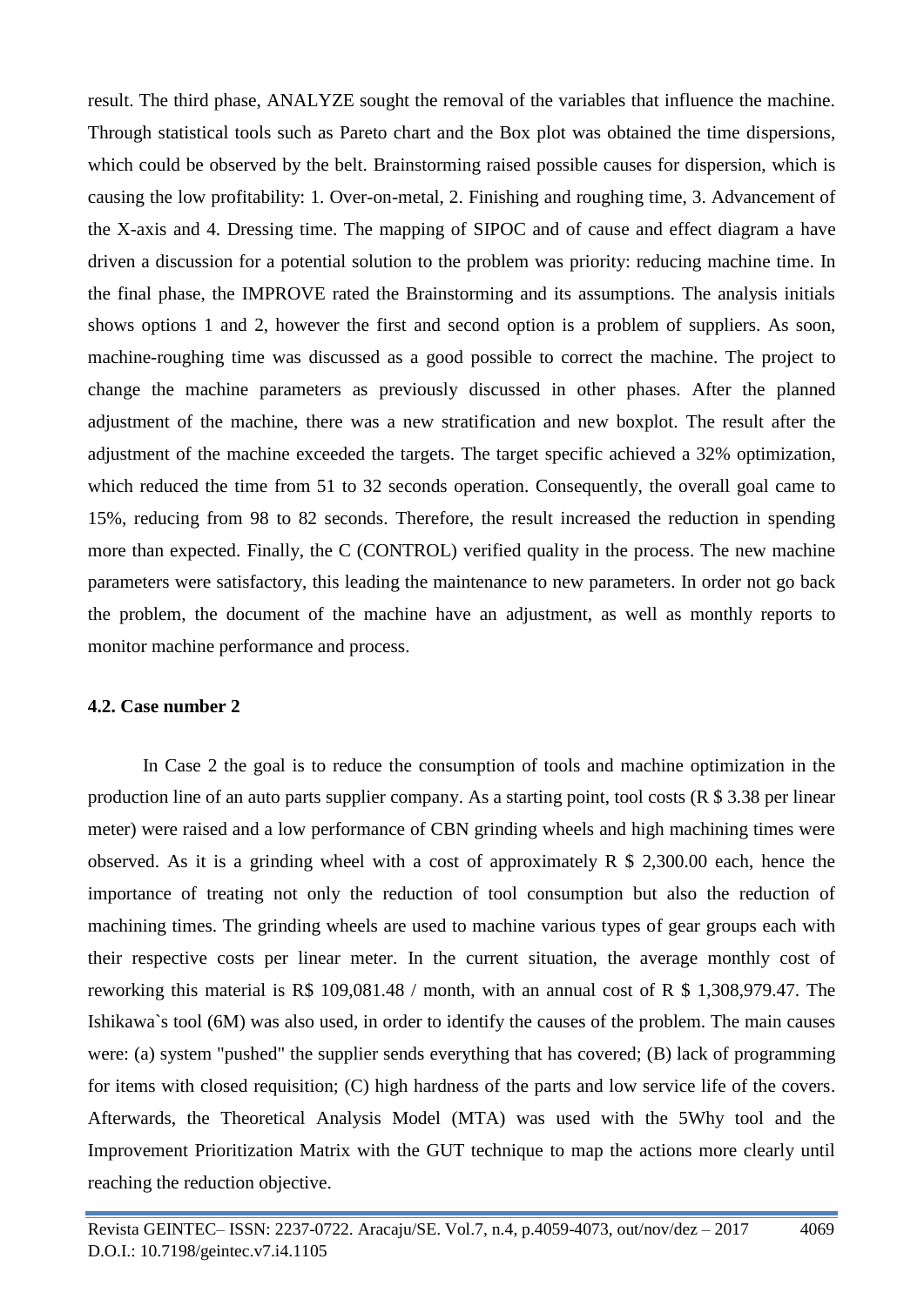result. The third phase, ANALYZE sought the removal of the variables that influence the machine. Through statistical tools such as Pareto chart and the Box plot was obtained the time dispersions, which could be observed by the belt. Brainstorming raised possible causes for dispersion, which is causing the low profitability: 1. Over-on-metal, 2. Finishing and roughing time, 3. Advancement of the X-axis and 4. Dressing time. The mapping of SIPOC and of cause and effect diagram a have driven a discussion for a potential solution to the problem was priority: reducing machine time. In the final phase, the IMPROVE rated the Brainstorming and its assumptions. The analysis initials shows options 1 and 2, however the first and second option is a problem of suppliers. As soon, machine-roughing time was discussed as a good possible to correct the machine. The project to change the machine parameters as previously discussed in other phases. After the planned adjustment of the machine, there was a new stratification and new boxplot. The result after the adjustment of the machine exceeded the targets. The target specific achieved a 32% optimization, which reduced the time from 51 to 32 seconds operation. Consequently, the overall goal came to 15%, reducing from 98 to 82 seconds. Therefore, the result increased the reduction in spending more than expected. Finally, the C (CONTROL) verified quality in the process. The new machine parameters were satisfactory, this leading the maintenance to new parameters. In order not go back the problem, the document of the machine have an adjustment, as well as monthly reports to monitor machine performance and process.

### 4.2. Case number 2

In Case 2 the goal is to reduce the consumption of tools and machine optimization in the production line of an auto parts supplier company. As a starting point, tool costs (R $ 3.38 per linear meter) were raised and a low performance of CBN grinding wheels and high machining times were observed. As it is a grinding wheel with a cost of approximately R $ 2,300.00 each, hence the importance of treating not only the reduction of tool consumption but also the reduction of machining times. The grinding wheels are used to machine various types of gear groups each with their respective costs per linear meter. In the current situation, the average monthly cost of reworking this material is R$ 109,081.48 / month, with an annual cost of R $ 1,308,979.47. The Ishikawa`s tool (6M) was also used, in order to identify the causes of the problem. The main causes were: (a) system "pushed" the supplier sends everything that has covered; (B) lack of programming for items with closed requisition; (C) high hardness of the parts and low service life of the covers. Afterwards, the Theoretical Analysis Model (MTA) was used with the 5Why tool and the Improvement Prioritization Matrix with the GUT technique to map the actions more clearly until reaching the reduction objective.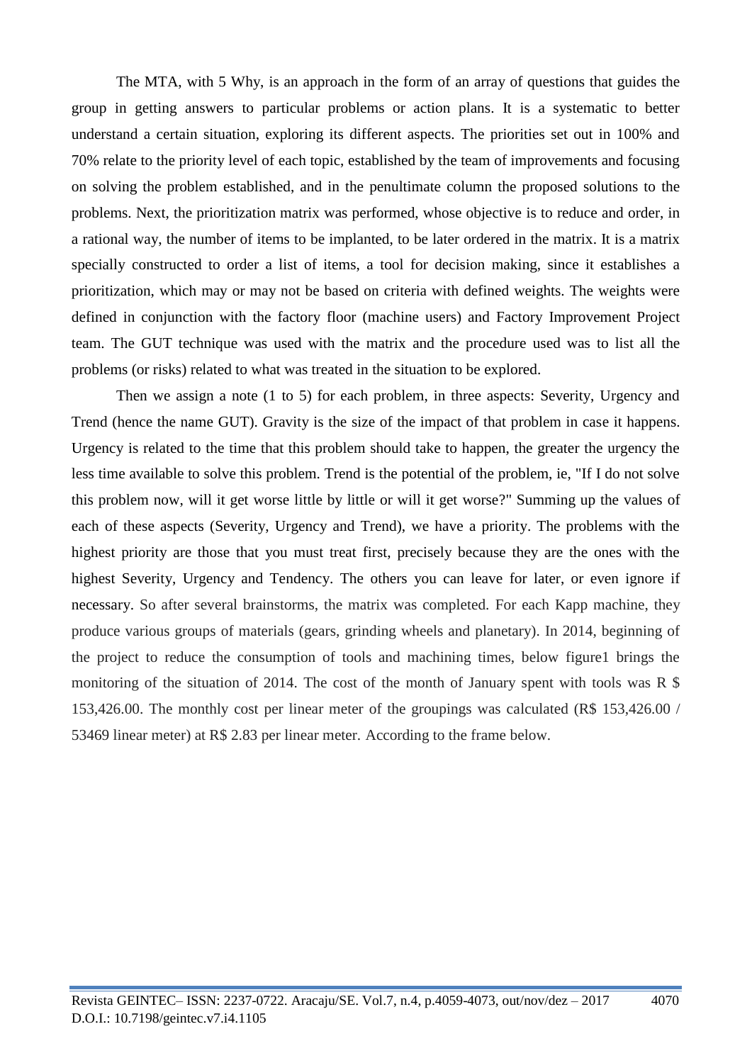The MTA, with 5 Why, is an approach in the form of an array of questions that guides the group in getting answers to particular problems or action plans. It is a systematic to better understand a certain situation, exploring its different aspects. The priorities set out in 100% and 70% relate to the priority level of each topic, established by the team of improvements and focusing on solving the problem established, and in the penultimate column the proposed solutions to the problems. Next, the prioritization matrix was performed, whose objective is to reduce and order, in a rational way, the number of items to be implanted, to be later ordered in the matrix. It is a matrix specially constructed to order a list of items, a tool for decision making, since it establishes a prioritization, which may or may not be based on criteria with defined weights. The weights were defined in conjunction with the factory floor (machine users) and Factory Improvement Project team. The GUT technique was used with the matrix and the procedure used was to list all the problems (or risks) related to what was treated in the situation to be explored.

Then we assign a note (1 to 5) for each problem, in three aspects: Severity, Urgency and Trend (hence the name GUT). Gravity is the size of the impact of that problem in case it happens. Urgency is related to the time that this problem should take to happen, the greater the urgency the less time available to solve this problem. Trend is the potential of the problem, ie, "If I do not solve this problem now, will it get worse little by little or will it get worse?" Summing up the values of each of these aspects (Severity, Urgency and Trend), we have a priority. The problems with the highest priority are those that you must treat first, precisely because they are the ones with the highest Severity, Urgency and Tendency. The others you can leave for later, or even ignore if necessary. So after several brainstorms, the matrix was completed. For each Kapp machine, they produce various groups of materials (gears, grinding wheels and planetary). In 2014, beginning of the project to reduce the consumption of tools and machining times, below figure1 brings the monitoring of the situation of 2014. The cost of the month of January spent with tools was R $ 153,426.00. The monthly cost per linear meter of the groupings was calculated (R$ 153,426.00 / 53469 linear meter) at R$ 2.83 per linear meter. According to the frame below.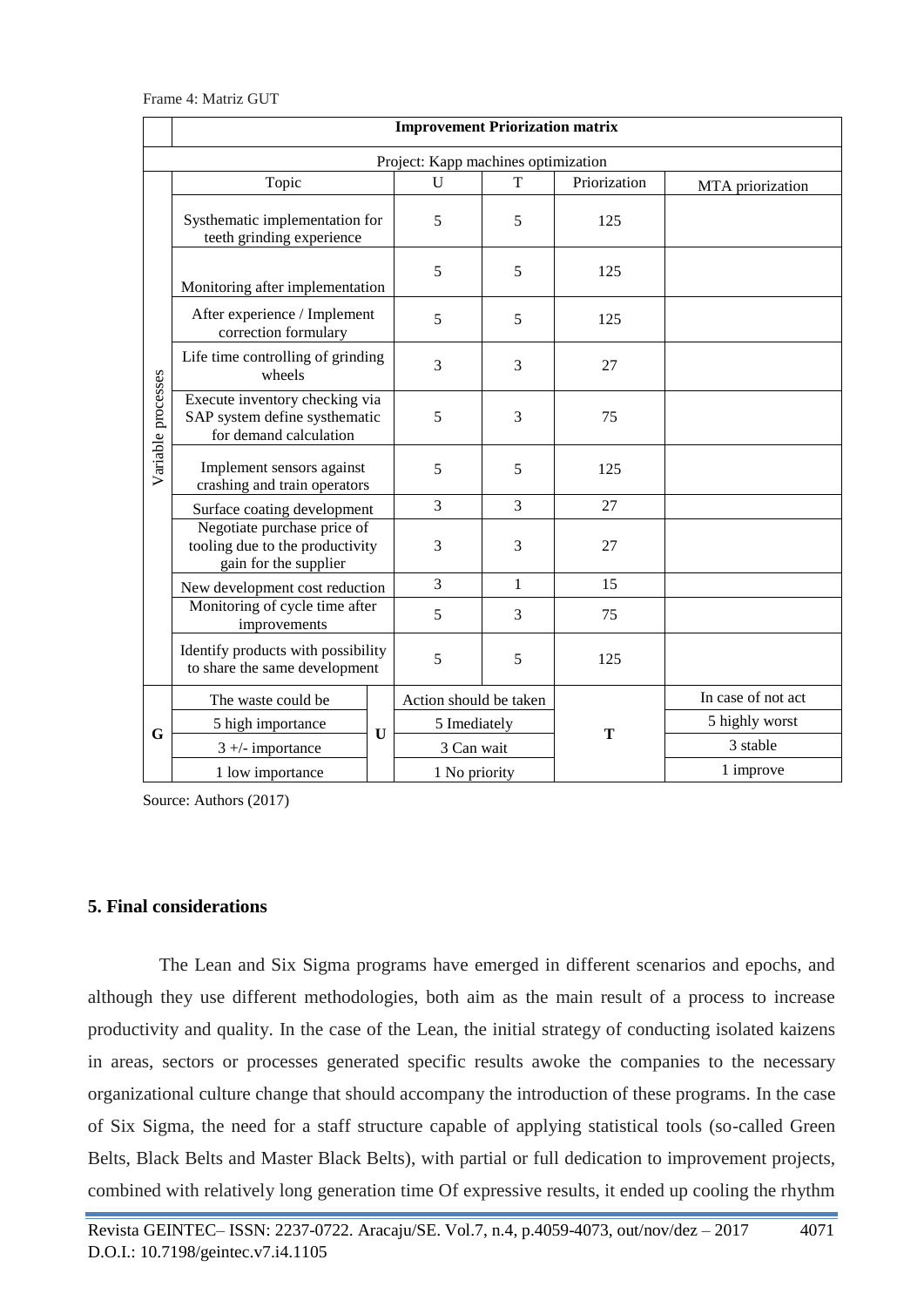Frame 4: Matriz GUT

| | Improvement Priorization matrix | | | | |
|---|---|---|---|---|---|
| | Project: Kapp machines optimization | | | | |
| | Topic | U | T | Priorization | MTA priorization |
| Variable processes | Systhematic implementation for teeth grinding experience | 5 | 5 | 125 | |
| | Monitoring after implementation | 5 | 5 | 125 | |
| | After experience / Implement correction formulary | 5 | 5 | 125 | |
| | Life time controlling of grinding wheels | 3 | 3 | 27 | |
| | Execute inventory checking via SAP system define systhematic for demand calculation | 5 | 3 | 75 | |
| | Implement sensors against crashing and train operators | 5 | 5 | 125 | |
| | Surface coating development | 3 | 3 | 27 | |
| | Negotiate purchase price of tooling due to the productivity gain for the supplier | 3 | 3 | 27 | |
| | New development cost reduction | 3 | 1 | 15 | |
| | Monitoring of cycle time after improvements | 5 | 3 | 75 | |
| | Identify products with possibility to share the same development | 5 | 5 | 125 | |

| G | The waste could be | U | Action should be taken | T | In case of not act |
|---|---|---|---|---|---|
| | 5 high importance | | 5 Imediately | | 5 highly worst |
| | 3 +/- importance | | 3 Can wait | | 3 stable |
| | 1 low importance | | 1 No priority | | 1 improve |

Source: Authors (2017)

## 5. Final considerations

The Lean and Six Sigma programs have emerged in different scenarios and epochs, and although they use different methodologies, both aim as the main result of a process to increase productivity and quality. In the case of the Lean, the initial strategy of conducting isolated kaizens in areas, sectors or processes generated specific results awoke the companies to the necessary organizational culture change that should accompany the introduction of these programs. In the case of Six Sigma, the need for a staff structure capable of applying statistical tools (so-called Green Belts, Black Belts and Master Black Belts), with partial or full dedication to improvement projects, combined with relatively long generation time Of expressive results, it ended up cooling the rhythm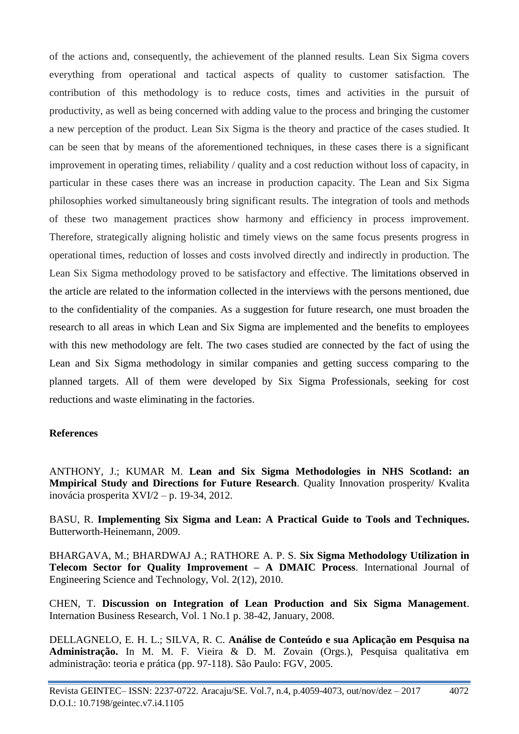of the actions and, consequently, the achievement of the planned results. Lean Six Sigma covers everything from operational and tactical aspects of quality to customer satisfaction. The contribution of this methodology is to reduce costs, times and activities in the pursuit of productivity, as well as being concerned with adding value to the process and bringing the customer a new perception of the product. Lean Six Sigma is the theory and practice of the cases studied. It can be seen that by means of the aforementioned techniques, in these cases there is a significant improvement in operating times, reliability / quality and a cost reduction without loss of capacity, in particular in these cases there was an increase in production capacity. The Lean and Six Sigma philosophies worked simultaneously bring significant results. The integration of tools and methods of these two management practices show harmony and efficiency in process improvement. Therefore, strategically aligning holistic and timely views on the same focus presents progress in operational times, reduction of losses and costs involved directly and indirectly in production. The Lean Six Sigma methodology proved to be satisfactory and effective. The limitations observed in the article are related to the information collected in the interviews with the persons mentioned, due to the confidentiality of the companies. As a suggestion for future research, one must broaden the research to all areas in which Lean and Six Sigma are implemented and the benefits to employees with this new methodology are felt. The two cases studied are connected by the fact of using the Lean and Six Sigma methodology in similar companies and getting success comparing to the planned targets. All of them were developed by Six Sigma Professionals, seeking for cost reductions and waste eliminating in the factories.

**References**

ANTHONY, J.; KUMAR M. **Lean and Six Sigma Methodologies in NHS Scotland: an Mmpirical Study and Directions for Future Research**. Quality Innovation prosperity/ Kvalita inovácia prosperita XVI/2 – p. 19-34, 2012.

BASU, R. **Implementing Six Sigma and Lean: A Practical Guide to Tools and Techniques.** Butterworth-Heinemann, 2009.

BHARGAVA, M.; BHARDWAJ A.; RATHORE A. P. S. **Six Sigma Methodology Utilization in Telecom Sector for Quality Improvement – A DMAIC Process**. International Journal of Engineering Science and Technology, Vol. 2(12), 2010.

CHEN, T. **Discussion on Integration of Lean Production and Six Sigma Management**. Internation Business Research, Vol. 1 No.1 p. 38-42, January, 2008.

DELLAGNELO, E. H. L.; SILVA, R. C. **Análise de Conteúdo e sua Aplicação em Pesquisa na Administração.** In M. M. F. Vieira & D. M. Zovain (Orgs.), Pesquisa qualitativa em administração: teoria e prática (pp. 97-118). São Paulo: FGV, 2005.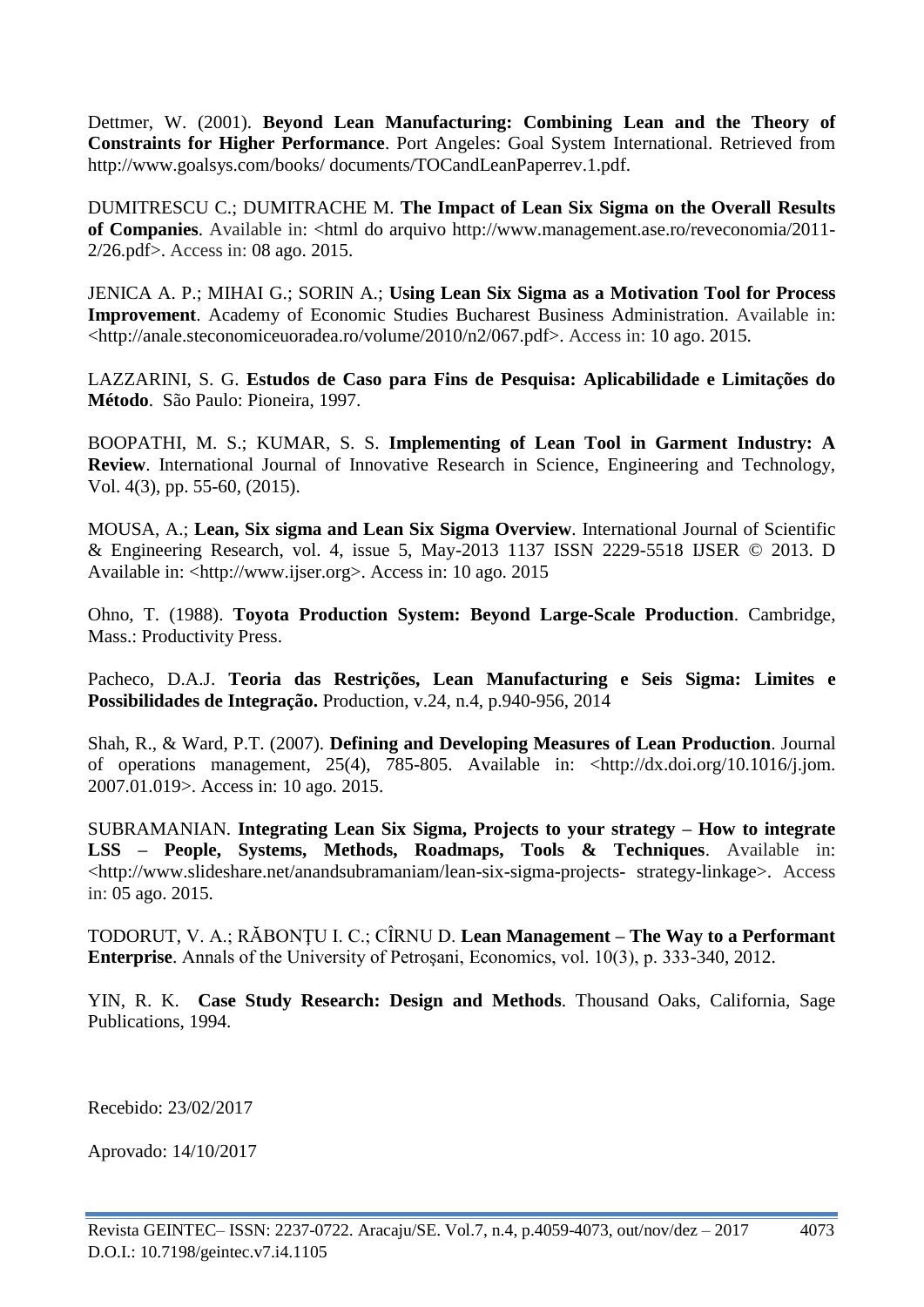Dettmer, W. (2001). **Beyond Lean Manufacturing: Combining Lean and the Theory of Constraints for Higher Performance**. Port Angeles: Goal System International. Retrieved from http://www.goalsys.com/books/ documents/TOCandLeanPaperrev.1.pdf.

DUMITRESCU C.; DUMITRACHE M. **The Impact of Lean Six Sigma on the Overall Results of Companies**. Available in: <html do arquivo http://www.management.ase.ro/reveconomia/2011-2/26.pdf>. Access in: 08 ago. 2015.

JENICA A. P.; MIHAI G.; SORIN A.; **Using Lean Six Sigma as a Motivation Tool for Process Improvement**. Academy of Economic Studies Bucharest Business Administration. Available in: <http://anale.steconomiceuoradea.ro/volume/2010/n2/067.pdf>. Access in: 10 ago. 2015.

LAZZARINI, S. G. **Estudos de Caso para Fins de Pesquisa: Aplicabilidade e Limitações do Método**. São Paulo: Pioneira, 1997.

BOOPATHI, M. S.; KUMAR, S. S. **Implementing of Lean Tool in Garment Industry: A Review**. International Journal of Innovative Research in Science, Engineering and Technology, Vol. 4(3), pp. 55-60, (2015).

MOUSA, A.; **Lean, Six sigma and Lean Six Sigma Overview**. International Journal of Scientific & Engineering Research, vol. 4, issue 5, May-2013 1137 ISSN 2229-5518 IJSER © 2013. D Available in: <http://www.ijser.org>. Access in: 10 ago. 2015

Ohno, T. (1988). **Toyota Production System: Beyond Large-Scale Production**. Cambridge, Mass.: Productivity Press.

Pacheco, D.A.J. **Teoria das Restrições, Lean Manufacturing e Seis Sigma: Limites e Possibilidades de Integração.** Production, v.24, n.4, p.940-956, 2014

Shah, R., & Ward, P.T. (2007). **Defining and Developing Measures of Lean Production**. Journal of operations management, 25(4), 785-805. Available in: <http://dx.doi.org/10.1016/j.jom. 2007.01.019>. Access in: 10 ago. 2015.

SUBRAMANIAN. **Integrating Lean Six Sigma, Projects to your strategy – How to integrate LSS – People, Systems, Methods, Roadmaps, Tools & Techniques**. Available in: <http://www.slideshare.net/anandsubramaniam/lean-six-sigma-projects- strategy-linkage>. Access in: 05 ago. 2015.

TODORUT, V. A.; RĂBONȚU I. C.; CÎRNU D. **Lean Management – The Way to a Performant Enterprise**. Annals of the University of Petroşani, Economics, vol. 10(3), p. 333-340, 2012.

YIN, R. K. **Case Study Research: Design and Methods**. Thousand Oaks, California, Sage Publications, 1994.

Recebido: 23/02/2017

Aprovado: 14/10/2017